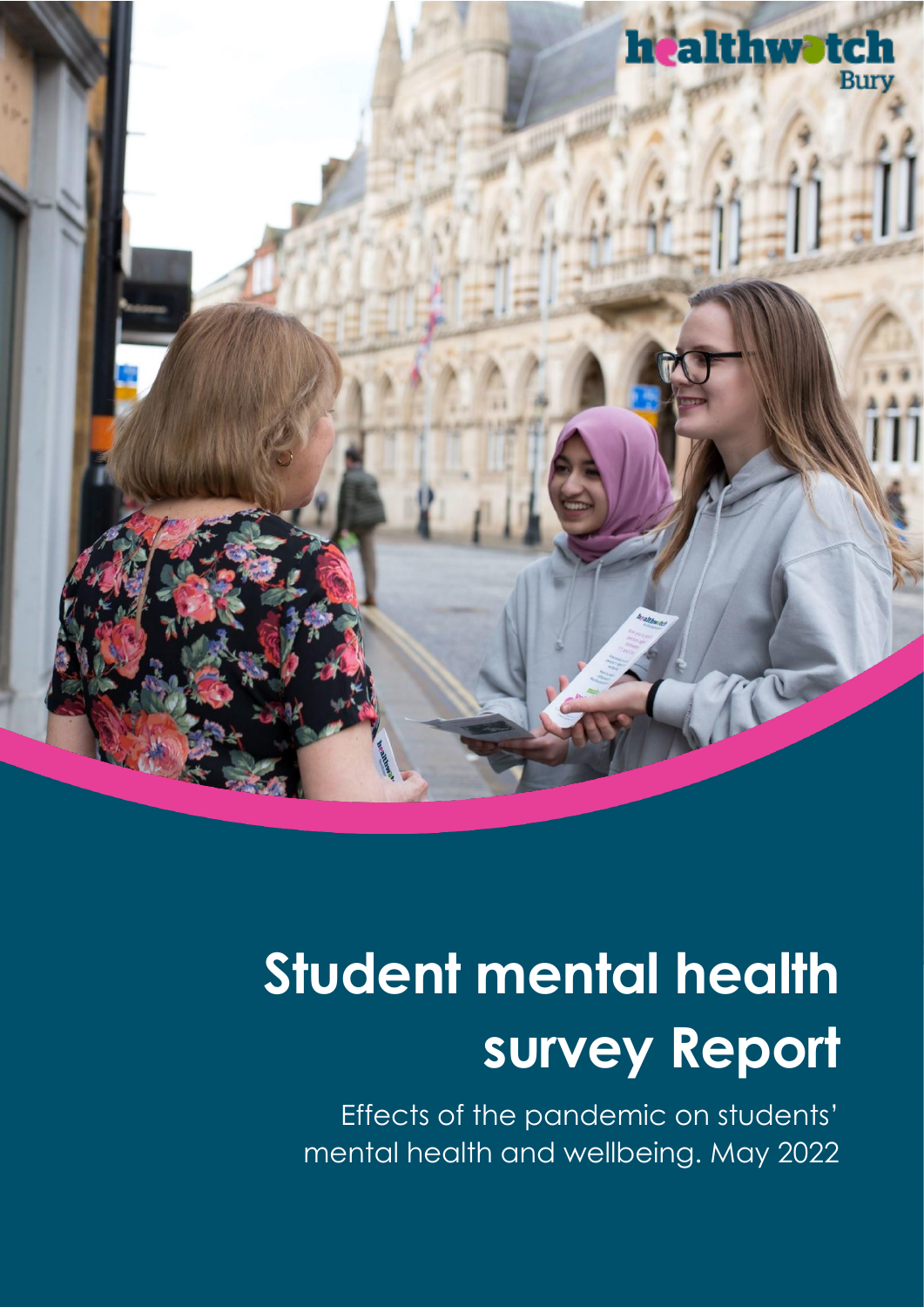healthwatch Bury

# Student mental health survey Report

Effects of the pandemic on students' mental health and wellbeing. May 2022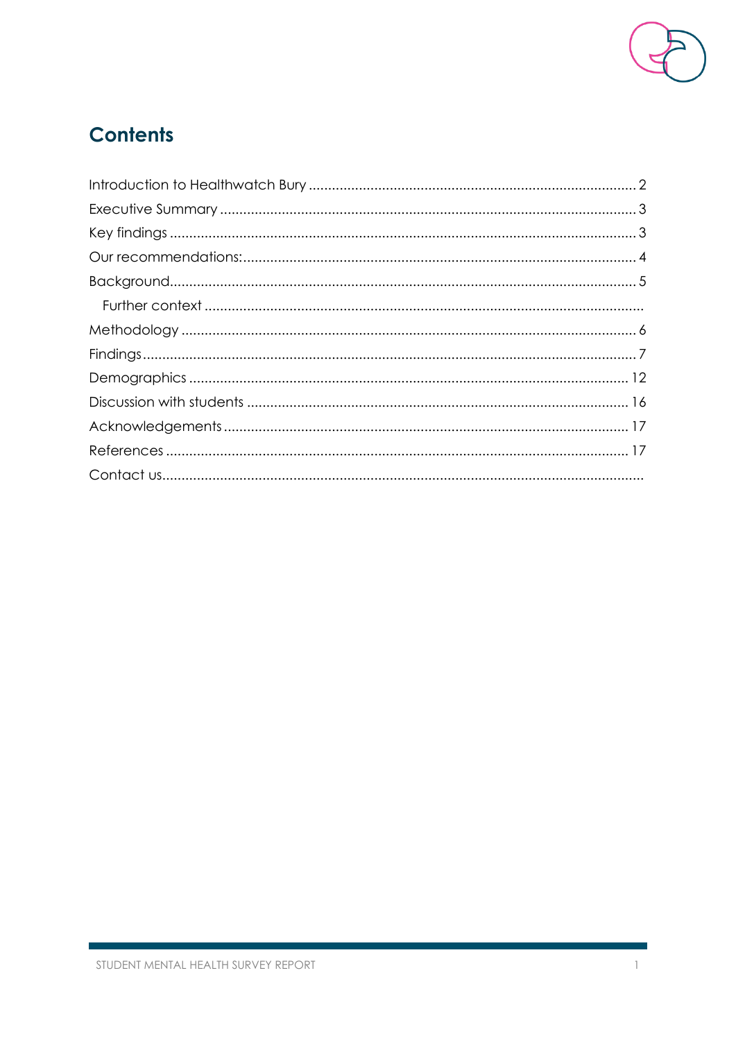# Contents

Introduction to Healthwatch Bury ..... 2
Executive Summary ..... 3
Key findings ..... 3
Our recommendations: ..... 4
Background ..... 5
  Further context .....
Methodology ..... 6
Findings ..... 7
Demographics ..... 12
Discussion with students ..... 16
Acknowledgements ..... 17
References ..... 17
Contact us .....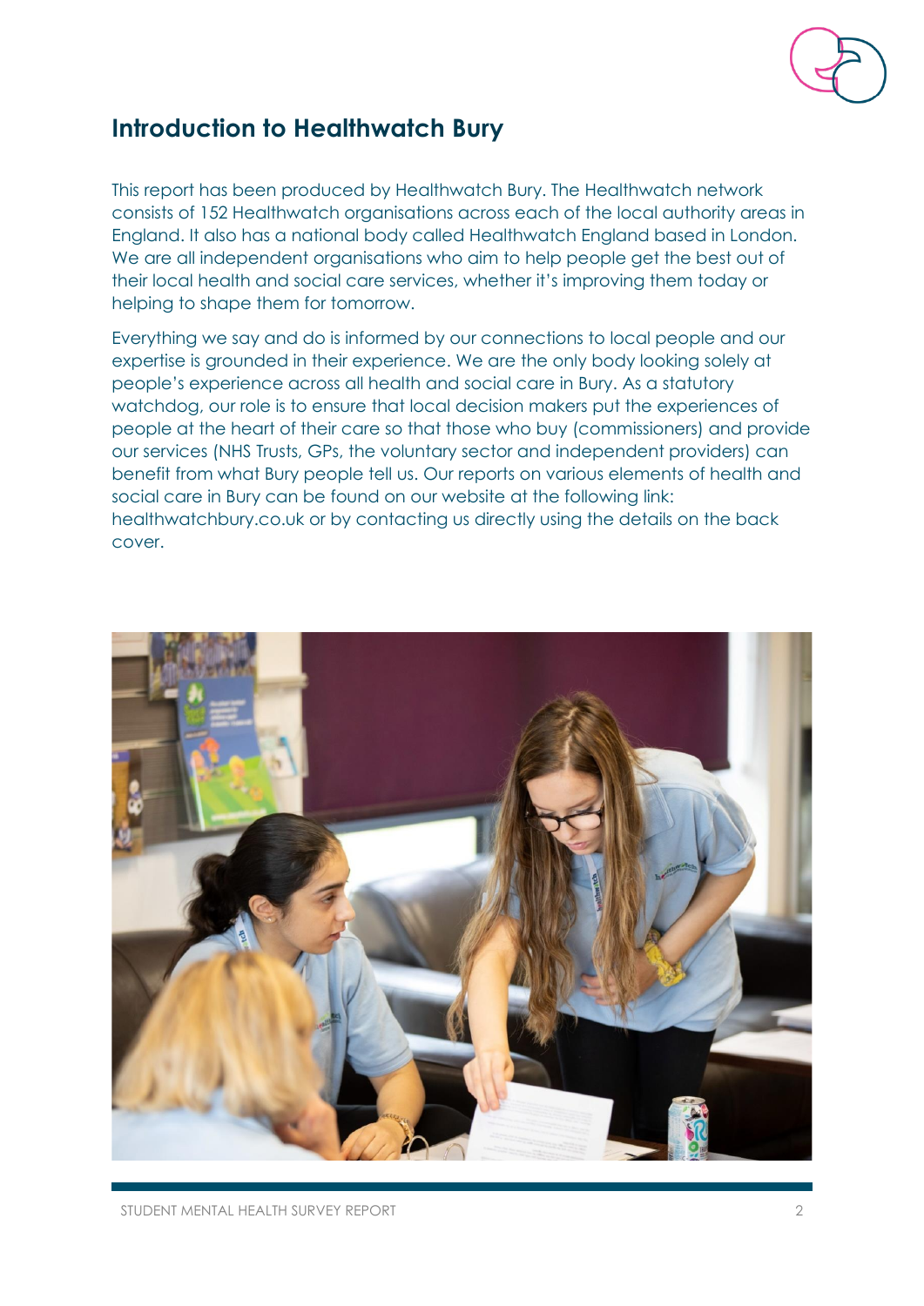## Introduction to Healthwatch Bury

This report has been produced by Healthwatch Bury. The Healthwatch network consists of 152 Healthwatch organisations across each of the local authority areas in England. It also has a national body called Healthwatch England based in London. We are all independent organisations who aim to help people get the best out of their local health and social care services, whether it's improving them today or helping to shape them for tomorrow.

Everything we say and do is informed by our connections to local people and our expertise is grounded in their experience. We are the only body looking solely at people's experience across all health and social care in Bury. As a statutory watchdog, our role is to ensure that local decision makers put the experiences of people at the heart of their care so that those who buy (commissioners) and provide our services (NHS Trusts, GPs, the voluntary sector and independent providers) can benefit from what Bury people tell us. Our reports on various elements of health and social care in Bury can be found on our website at the following link: healthwatchbury.co.uk or by contacting us directly using the details on the back cover.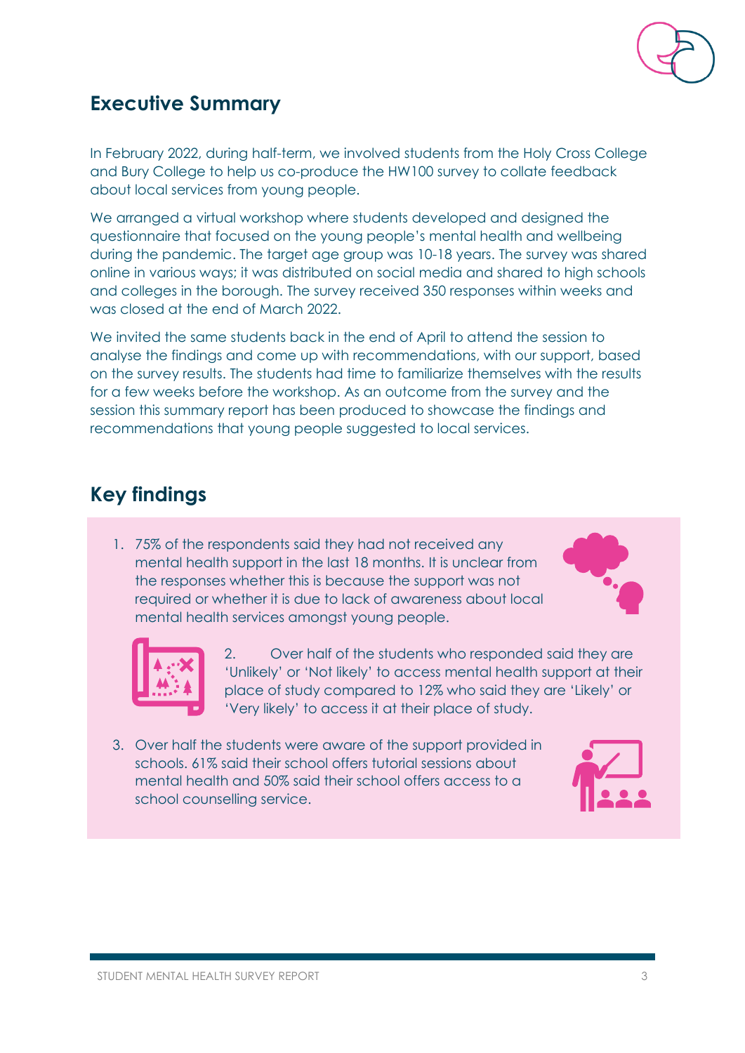## Executive Summary

In February 2022, during half-term, we involved students from the Holy Cross College and Bury College to help us co-produce the HW100 survey to collate feedback about local services from young people.

We arranged a virtual workshop where students developed and designed the questionnaire that focused on the young people's mental health and wellbeing during the pandemic. The target age group was 10-18 years. The survey was shared online in various ways; it was distributed on social media and shared to high schools and colleges in the borough. The survey received 350 responses within weeks and was closed at the end of March 2022.

We invited the same students back in the end of April to attend the session to analyse the findings and come up with recommendations, with our support, based on the survey results. The students had time to familiarize themselves with the results for a few weeks before the workshop. As an outcome from the survey and the session this summary report has been produced to showcase the findings and recommendations that young people suggested to local services.

## Key findings

1. 75% of the respondents said they had not received any mental health support in the last 18 months. It is unclear from the responses whether this is because the support was not required or whether it is due to lack of awareness about local mental health services amongst young people.
2. Over half of the students who responded said they are 'Unlikely' or 'Not likely' to access mental health support at their place of study compared to 12% who said they are 'Likely' or 'Very likely' to access it at their place of study.
3. Over half the students were aware of the support provided in schools. 61% said their school offers tutorial sessions about mental health and 50% said their school offers access to a school counselling service.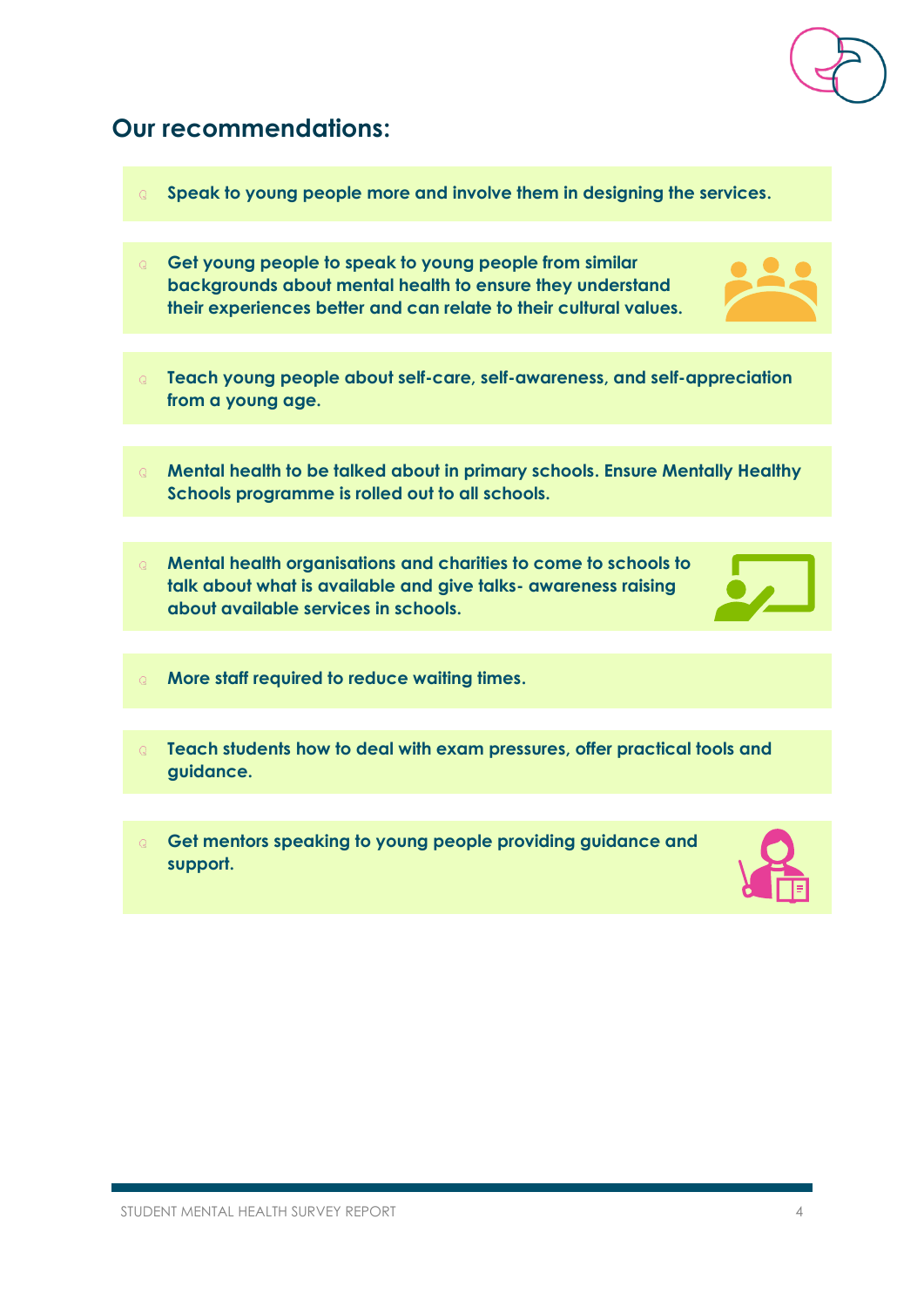## Our recommendations:

- **Speak to young people more and involve them in designing the services.**
- **Get young people to speak to young people from similar backgrounds about mental health to ensure they understand their experiences better and can relate to their cultural values.**
- **Teach young people about self-care, self-awareness, and self-appreciation from a young age.**
- **Mental health to be talked about in primary schools. Ensure Mentally Healthy Schools programme is rolled out to all schools.**
- **Mental health organisations and charities to come to schools to talk about what is available and give talks- awareness raising about available services in schools.**
- **More staff required to reduce waiting times.**
- **Teach students how to deal with exam pressures, offer practical tools and guidance.**
- **Get mentors speaking to young people providing guidance and support.**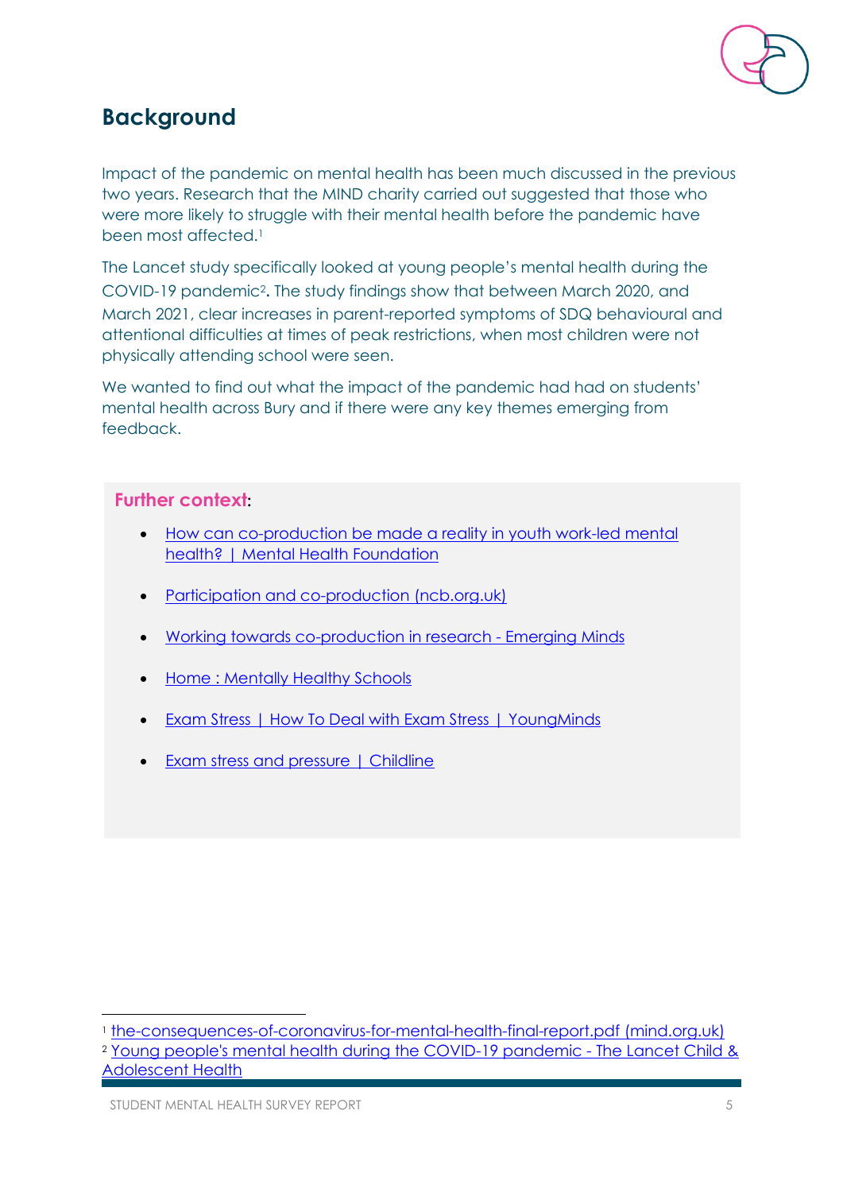## Background

Impact of the pandemic on mental health has been much discussed in the previous two years. Research that the MIND charity carried out suggested that those who were more likely to struggle with their mental health before the pandemic have been most affected.[1]

The Lancet study specifically looked at young people's mental health during the COVID-19 pandemic[2]. The study findings show that between March 2020, and March 2021, clear increases in parent-reported symptoms of SDQ behavioural and attentional difficulties at times of peak restrictions, when most children were not physically attending school were seen.

We wanted to find out what the impact of the pandemic had had on students' mental health across Bury and if there were any key themes emerging from feedback.

**Further context**:

- How can co-production be made a reality in youth work-led mental health? | Mental Health Foundation
- Participation and co-production (ncb.org.uk)
- Working towards co-production in research - Emerging Minds
- Home : Mentally Healthy Schools
- Exam Stress | How To Deal with Exam Stress | YoungMinds
- Exam stress and pressure | Childline

---

[1] the-consequences-of-coronavirus-for-mental-health-final-report.pdf (mind.org.uk)

[2] Young people's mental health during the COVID-19 pandemic - The Lancet Child & Adolescent Health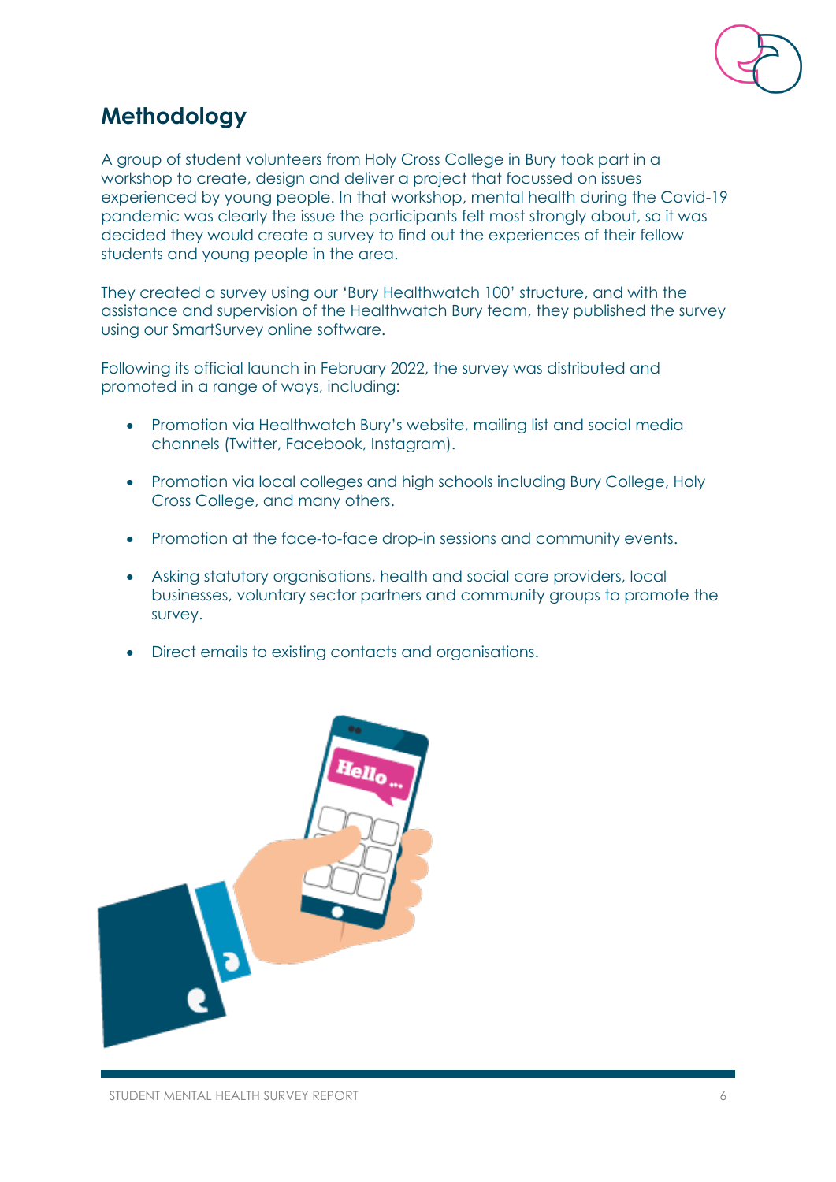## Methodology

A group of student volunteers from Holy Cross College in Bury took part in a workshop to create, design and deliver a project that focussed on issues experienced by young people. In that workshop, mental health during the Covid-19 pandemic was clearly the issue the participants felt most strongly about, so it was decided they would create a survey to find out the experiences of their fellow students and young people in the area.

They created a survey using our 'Bury Healthwatch 100' structure, and with the assistance and supervision of the Healthwatch Bury team, they published the survey using our SmartSurvey online software.

Following its official launch in February 2022, the survey was distributed and promoted in a range of ways, including:

- Promotion via Healthwatch Bury's website, mailing list and social media channels (Twitter, Facebook, Instagram).
- Promotion via local colleges and high schools including Bury College, Holy Cross College, and many others.
- Promotion at the face-to-face drop-in sessions and community events.
- Asking statutory organisations, health and social care providers, local businesses, voluntary sector partners and community groups to promote the survey.
- Direct emails to existing contacts and organisations.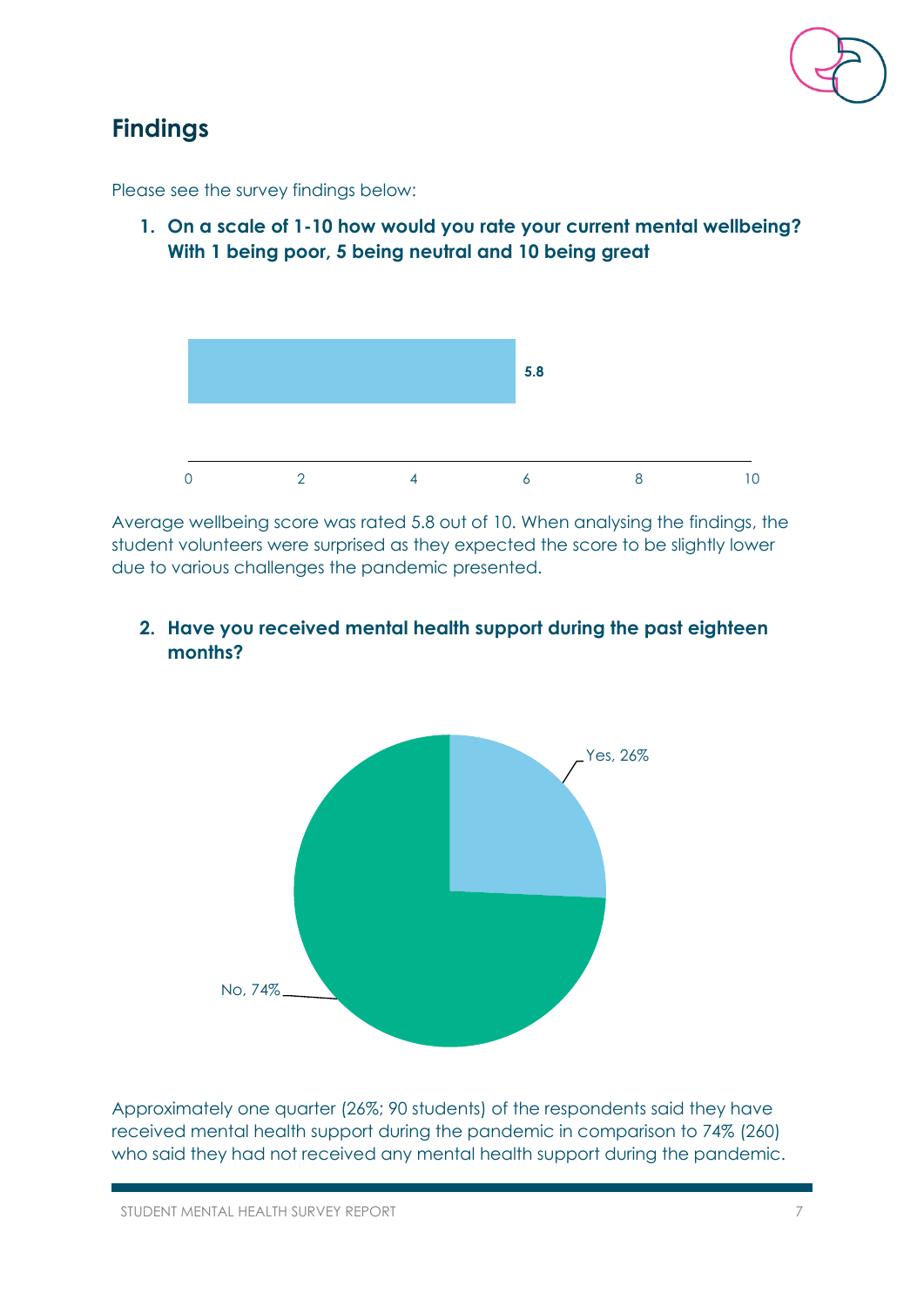## Findings

Please see the survey findings below:

1. **On a scale of 1-10 how would you rate your current mental wellbeing? With 1 being poor, 5 being neutral and 10 being great**

Average wellbeing score was rated 5.8 out of 10. When analysing the findings, the student volunteers were surprised as they expected the score to be slightly lower due to various challenges the pandemic presented.

2. **Have you received mental health support during the past eighteen months?**

Approximately one quarter (26%; 90 students) of the respondents said they have received mental health support during the pandemic in comparison to 74% (260) who said they had not received any mental health support during the pandemic.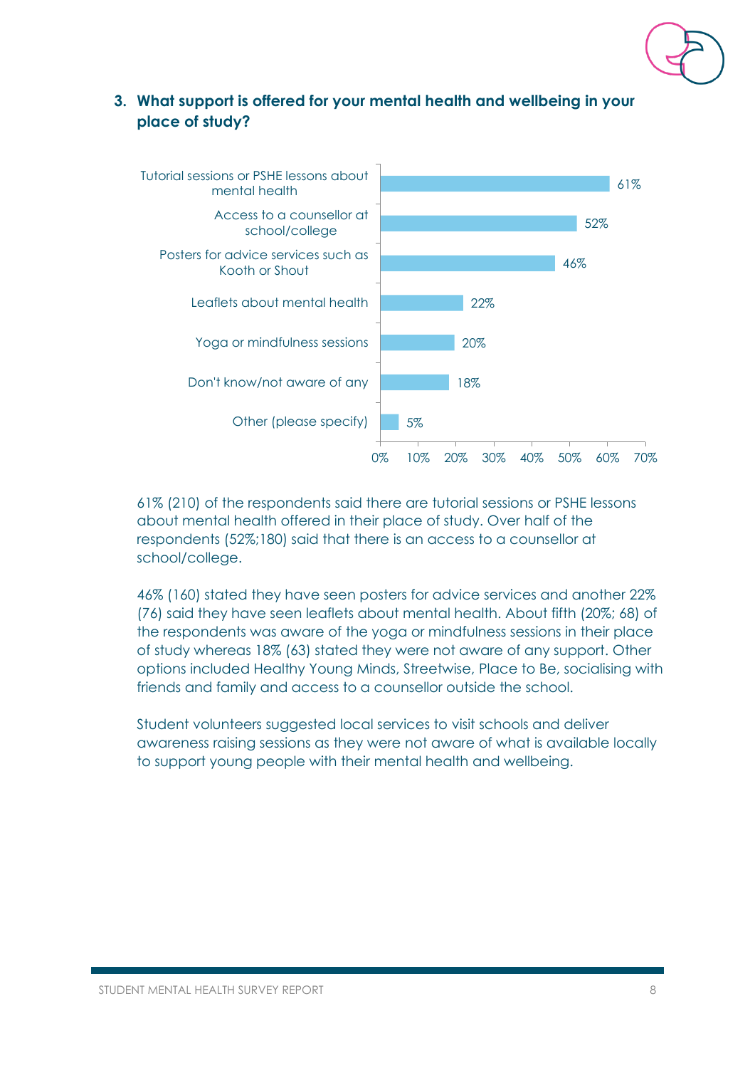### 3. What support is offered for your mental health and wellbeing in your place of study?

| Support | Percentage |
|---|---|
| Tutorial sessions or PSHE lessons about mental health | 61% |
| Access to a counsellor at school/college | 52% |
| Posters for advice services such as Kooth or Shout | 46% |
| Leaflets about mental health | 22% |
| Yoga or mindfulness sessions | 20% |
| Don't know/not aware of any | 18% |
| Other (please specify) | 5% |

61% (210) of the respondents said there are tutorial sessions or PSHE lessons about mental health offered in their place of study. Over half of the respondents (52%;180) said that there is an access to a counsellor at school/college.

46% (160) stated they have seen posters for advice services and another 22% (76) said they have seen leaflets about mental health. About fifth (20%; 68) of the respondents was aware of the yoga or mindfulness sessions in their place of study whereas 18% (63) stated they were not aware of any support. Other options included Healthy Young Minds, Streetwise, Place to Be, socialising with friends and family and access to a counsellor outside the school.

Student volunteers suggested local services to visit schools and deliver awareness raising sessions as they were not aware of what is available locally to support young people with their mental health and wellbeing.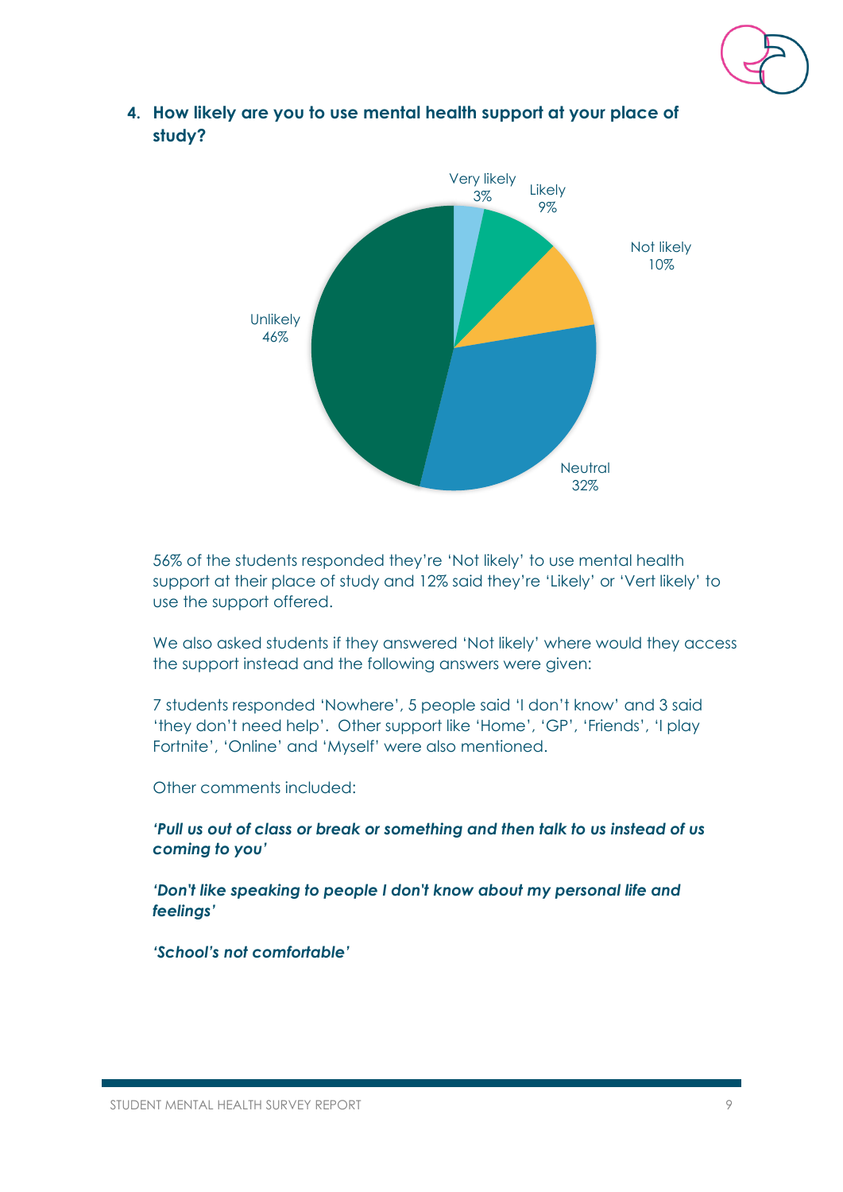4. **How likely are you to use mental health support at your place of study?**

Very likely 3%
Likely 9%
Not likely 10%
Neutral 32%
Unlikely 46%

56% of the students responded they're 'Not likely' to use mental health support at their place of study and 12% said they're 'Likely' or 'Vert likely' to use the support offered.

We also asked students if they answered 'Not likely' where would they access the support instead and the following answers were given:

7 students responded 'Nowhere', 5 people said 'I don't know' and 3 said 'they don't need help'. Other support like 'Home', 'GP', 'Friends', 'I play Fortnite', 'Online' and 'Myself' were also mentioned.

Other comments included:

***'Pull us out of class or break or something and then talk to us instead of us coming to you'***

***'Don't like speaking to people I don't know about my personal life and feelings'***

***'School's not comfortable'***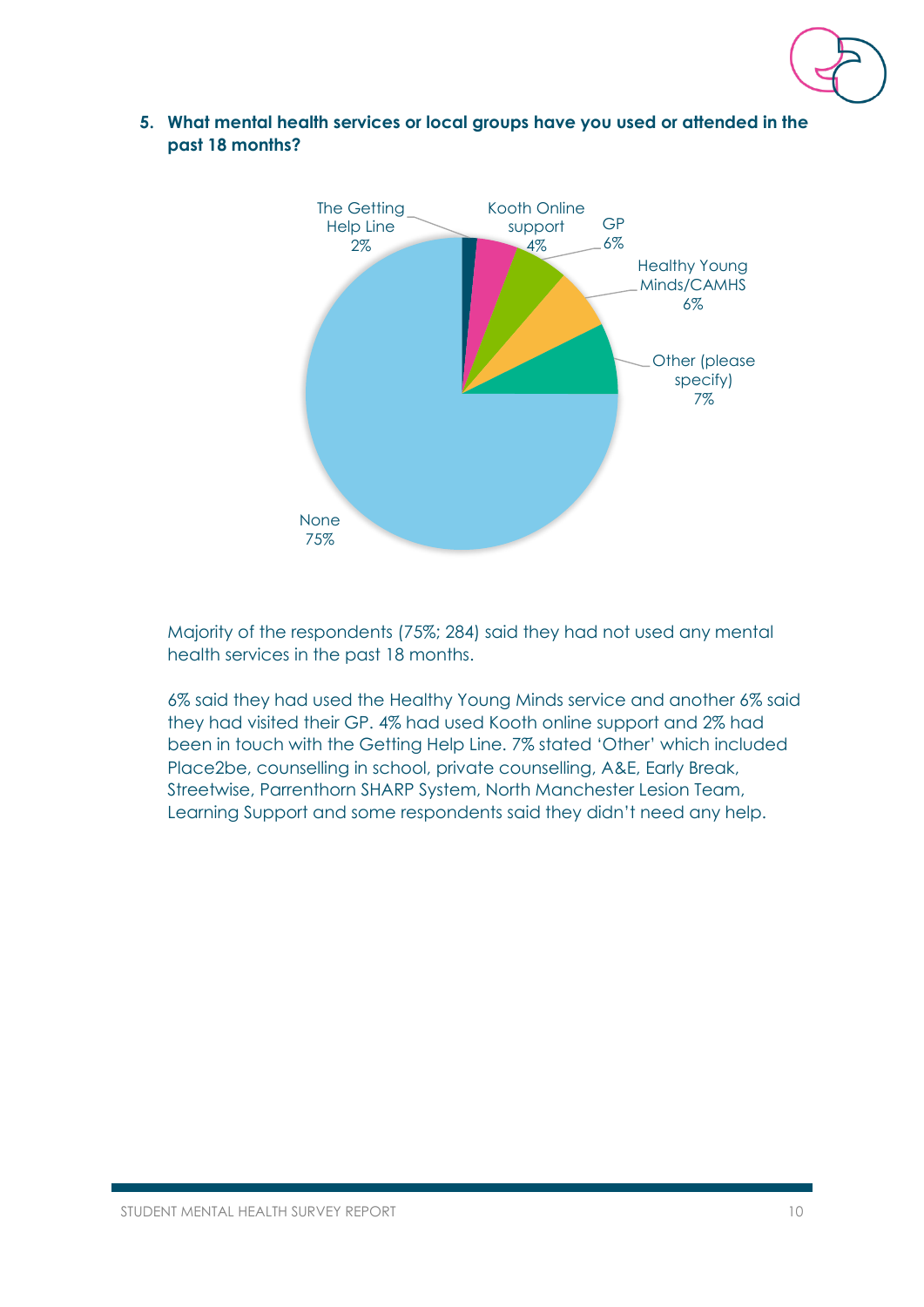5. **What mental health services or local groups have you used or attended in the past 18 months?**

The Getting Help Line 2%

Kooth Online support 4%

GP 6%

Healthy Young Minds/CAMHS 6%

Other (please specify) 7%

None 75%

Majority of the respondents (75%; 284) said they had not used any mental health services in the past 18 months.

6% said they had used the Healthy Young Minds service and another 6% said they had visited their GP. 4% had used Kooth online support and 2% had been in touch with the Getting Help Line. 7% stated 'Other' which included Place2be, counselling in school, private counselling, A&E, Early Break, Streetwise, Parrenthorn SHARP System, North Manchester Lesion Team, Learning Support and some respondents said they didn't need any help.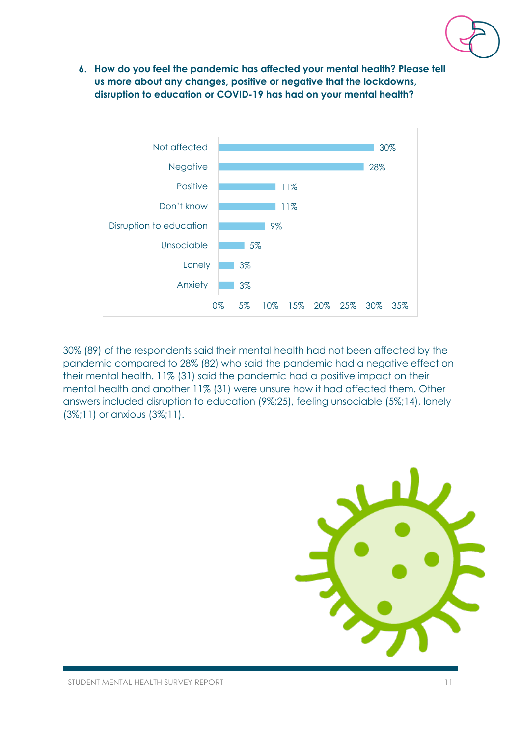6. **How do you feel the pandemic has affected your mental health? Please tell us more about any changes, positive or negative that the lockdowns, disruption to education or COVID-19 has had on your mental health?**

| Response | Percentage |
|---|---|
| Not affected | 30% |
| Negative | 28% |
| Positive | 11% |
| Don't know | 11% |
| Disruption to education | 9% |
| Unsociable | 5% |
| Lonely | 3% |
| Anxiety | 3% |

30% (89) of the respondents said their mental health had not been affected by the pandemic compared to 28% (82) who said the pandemic had a negative effect on their mental health. 11% (31) said the pandemic had a positive impact on their mental health and another 11% (31) were unsure how it had affected them. Other answers included disruption to education (9%;25), feeling unsociable (5%;14), lonely (3%;11) or anxious (3%;11).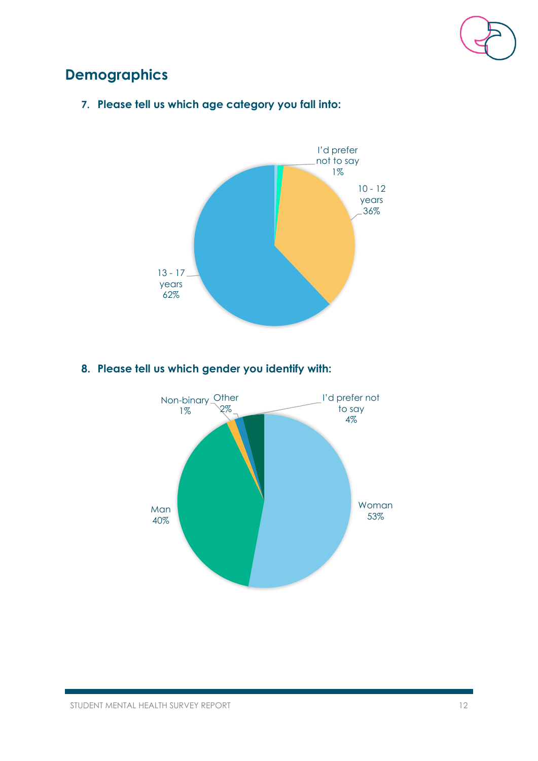## Demographics

7. **Please tell us which age category you fall into:**

I'd prefer not to say 1%

10 - 12 years 36%

13 - 17 years 62%

8. **Please tell us which gender you identify with:**

Non-binary 1%

Other 2%

I'd prefer not to say 4%

Woman 53%

Man 40%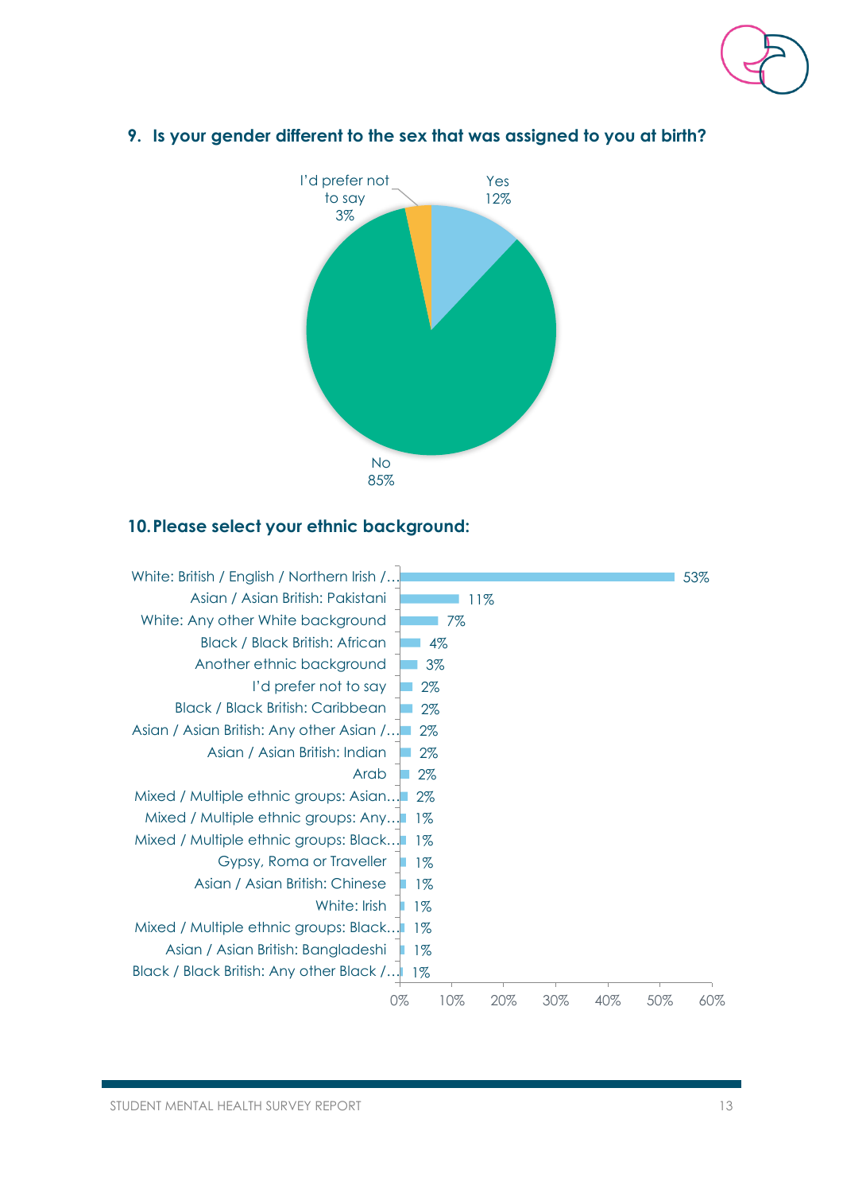### 9. Is your gender different to the sex that was assigned to you at birth?

| Response | Percentage |
| --- | --- |
| Yes | 12% |
| No | 85% |
| I'd prefer not to say | 3% |

### 10. Please select your ethnic background:

| Ethnic background | Percentage |
| --- | --- |
| White: British / English / Northern Irish /… | 53% |
| Asian / Asian British: Pakistani | 11% |
| White: Any other White background | 7% |
| Black / Black British: African | 4% |
| Another ethnic background | 3% |
| I'd prefer not to say | 2% |
| Black / Black British: Caribbean | 2% |
| Asian / Asian British: Any other Asian /… | 2% |
| Asian / Asian British: Indian | 2% |
| Arab | 2% |
| Mixed / Multiple ethnic groups: Asian… | 2% |
| Mixed / Multiple ethnic groups: Any… | 1% |
| Mixed / Multiple ethnic groups: Black… | 1% |
| Gypsy, Roma or Traveller | 1% |
| Asian / Asian British: Chinese | 1% |
| White: Irish | 1% |
| Mixed / Multiple ethnic groups: Black… | 1% |
| Asian / Asian British: Bangladeshi | 1% |
| Black / Black British: Any other Black /… | 1% |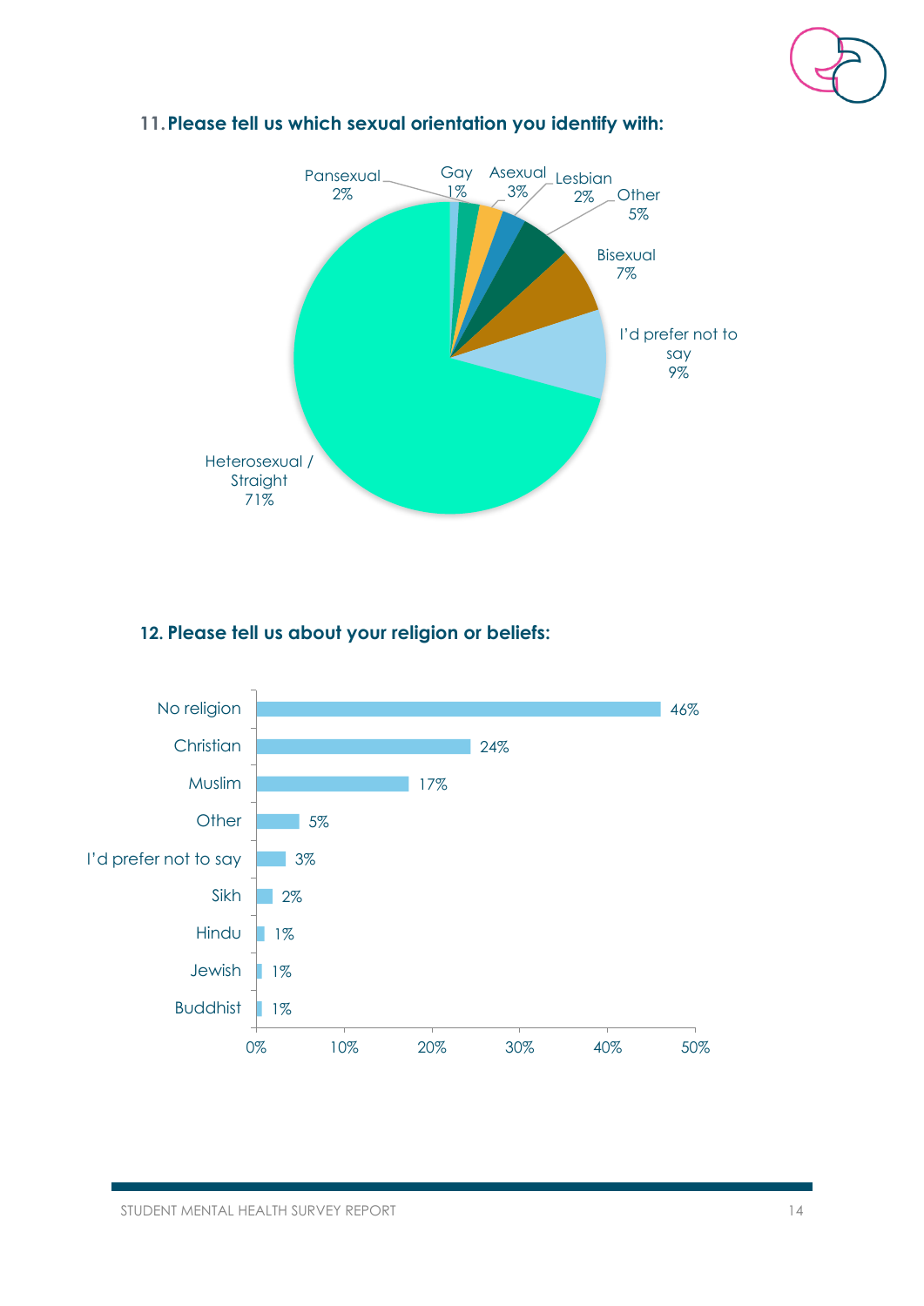### 11. Please tell us which sexual orientation you identify with:

| Sexual orientation | % |
|---|---|
| Heterosexual / Straight | 71% |
| I'd prefer not to say | 9% |
| Bisexual | 7% |
| Other | 5% |
| Asexual | 3% |
| Pansexual | 2% |
| Lesbian | 2% |
| Gay | 1% |

### 12. Please tell us about your religion or beliefs:

| Religion or belief | % |
|---|---|
| No religion | 46% |
| Christian | 24% |
| Muslim | 17% |
| Other | 5% |
| I'd prefer not to say | 3% |
| Sikh | 2% |
| Hindu | 1% |
| Jewish | 1% |
| Buddhist | 1% |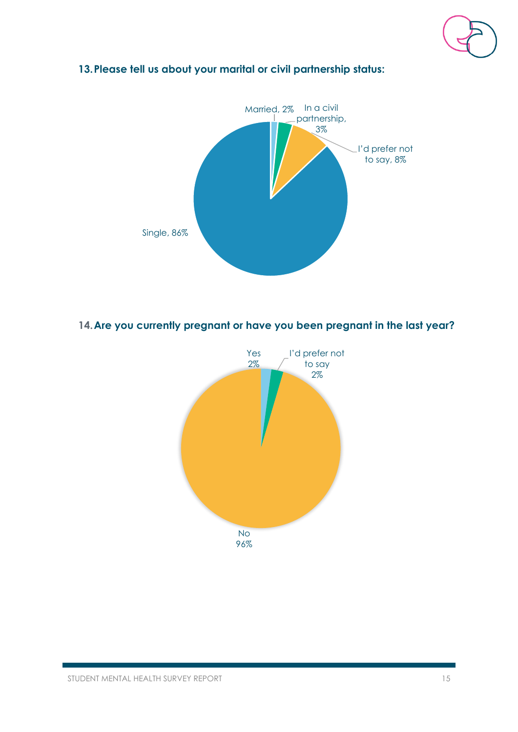## 13. Please tell us about your marital or civil partnership status:

Married, 2%

In a civil partnership, 3%

I'd prefer not to say, 8%

Single, 86%

## 14. Are you currently pregnant or have you been pregnant in the last year?

Yes 2%

I'd prefer not to say 2%

No 96%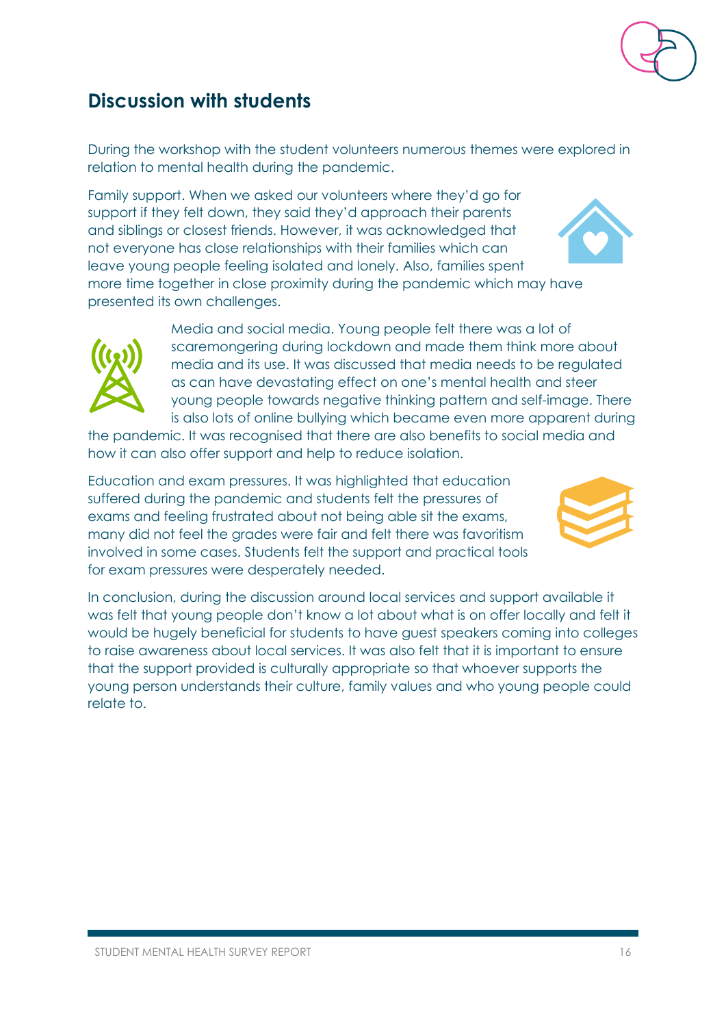## Discussion with students

During the workshop with the student volunteers numerous themes were explored in relation to mental health during the pandemic.

Family support. When we asked our volunteers where they'd go for support if they felt down, they said they'd approach their parents and siblings or closest friends. However, it was acknowledged that not everyone has close relationships with their families which can leave young people feeling isolated and lonely. Also, families spent more time together in close proximity during the pandemic which may have presented its own challenges.

Media and social media. Young people felt there was a lot of scaremongering during lockdown and made them think more about media and its use. It was discussed that media needs to be regulated as can have devastating effect on one's mental health and steer young people towards negative thinking pattern and self-image. There is also lots of online bullying which became even more apparent during the pandemic. It was recognised that there are also benefits to social media and how it can also offer support and help to reduce isolation.

Education and exam pressures. It was highlighted that education suffered during the pandemic and students felt the pressures of exams and feeling frustrated about not being able sit the exams, many did not feel the grades were fair and felt there was favoritism involved in some cases. Students felt the support and practical tools for exam pressures were desperately needed.

In conclusion, during the discussion around local services and support available it was felt that young people don't know a lot about what is on offer locally and felt it would be hugely beneficial for students to have guest speakers coming into colleges to raise awareness about local services. It was also felt that it is important to ensure that the support provided is culturally appropriate so that whoever supports the young person understands their culture, family values and who young people could relate to.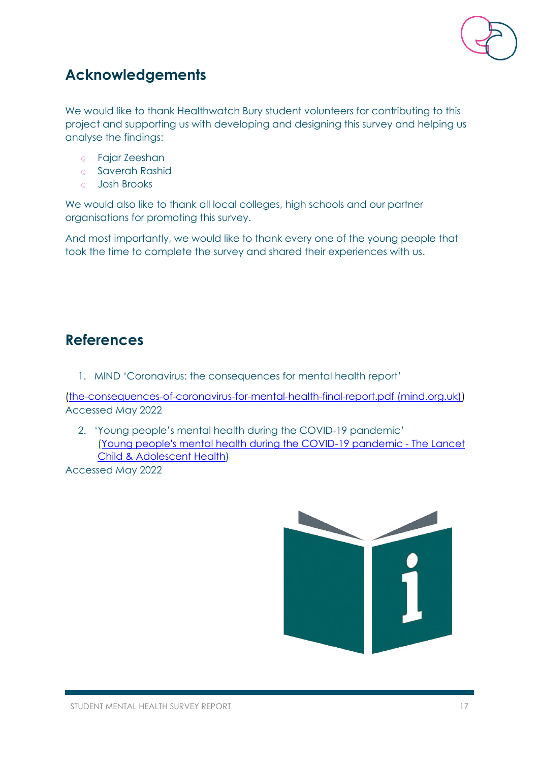## Acknowledgements

We would like to thank Healthwatch Bury student volunteers for contributing to this project and supporting us with developing and designing this survey and helping us analyse the findings:

- Fajar Zeeshan
- Saverah Rashid
- Josh Brooks

We would also like to thank all local colleges, high schools and our partner organisations for promoting this survey.

And most importantly, we would like to thank every one of the young people that took the time to complete the survey and shared their experiences with us.

## References

1. MIND 'Coronavirus: the consequences for mental health report'

(the-consequences-of-coronavirus-for-mental-health-final-report.pdf (mind.org.uk))
Accessed May 2022

2. 'Young people's mental health during the COVID-19 pandemic' (Young people's mental health during the COVID-19 pandemic - The Lancet Child & Adolescent Health)

Accessed May 2022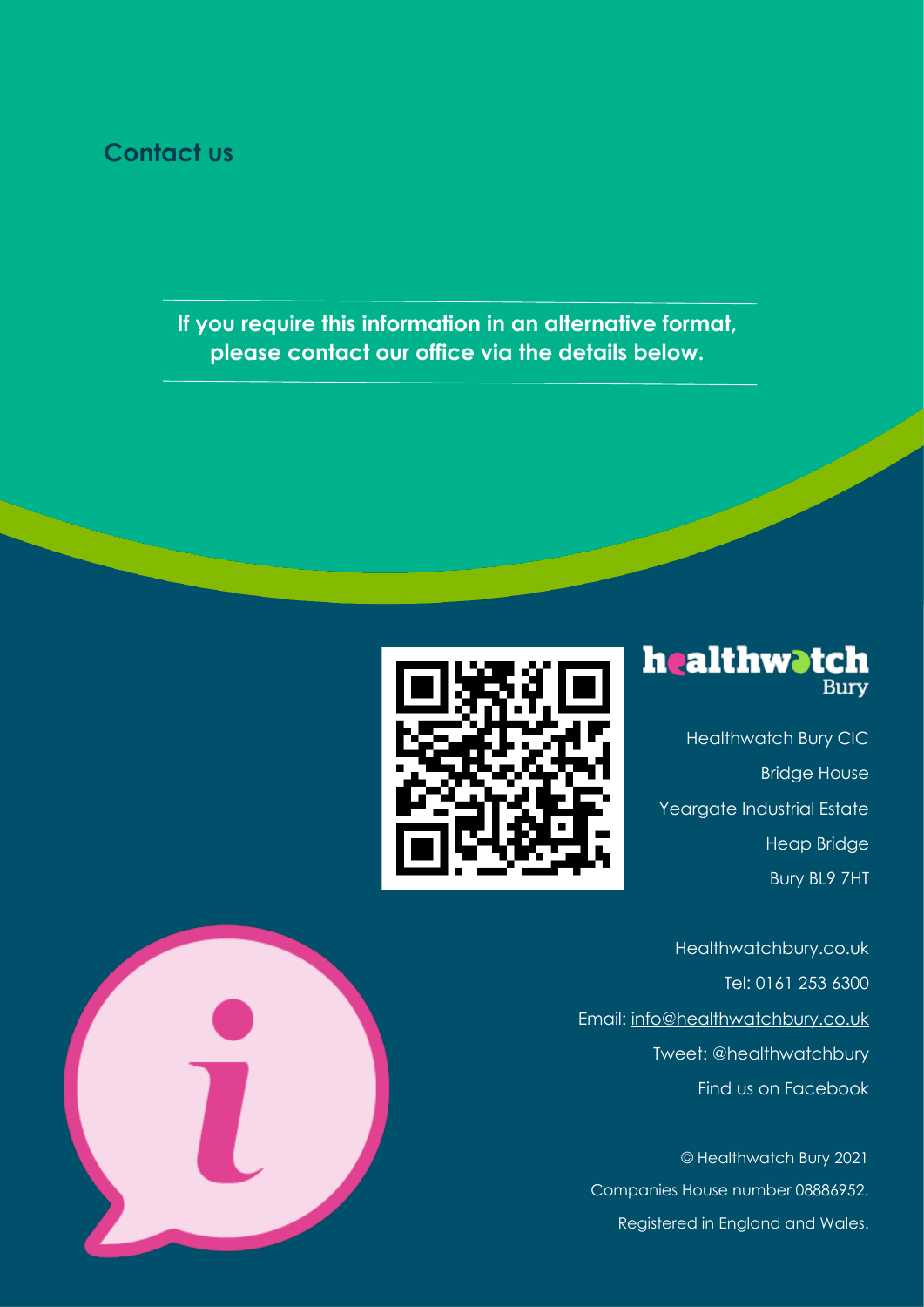## Contact us

**If you require this information in an alternative format, please contact our office via the details below.**

healthwatch Bury

Healthwatch Bury CIC
Bridge House
Yeargate Industrial Estate
Heap Bridge
Bury BL9 7HT

Healthwatchbury.co.uk
Tel: 0161 253 6300
Email: info@healthwatchbury.co.uk
Tweet: @healthwatchbury
Find us on Facebook

© Healthwatch Bury 2021
Companies House number 08886952.
Registered in England and Wales.